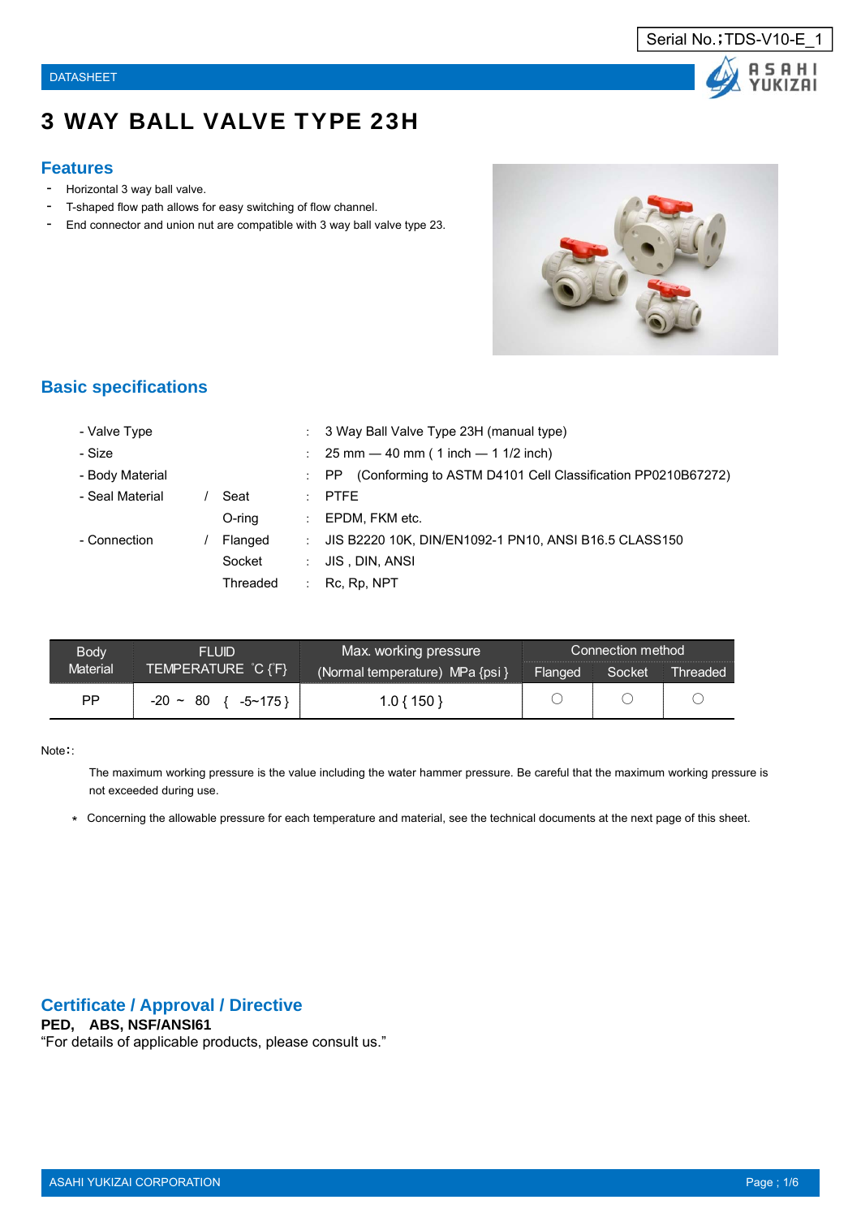Serial No.；TDS-V10-E_1

DATASHEET

# 3 WAY BALL VALVE TYPE 23H

## Features

- Horizontal 3 way ball valve.
- T-shaped flow path allows for easy switching of flow channel.
- End connector and union nut are compatible with 3 way ball valve type 23.

## Basic specifications

| | | | |
|---|---|---|---|
| - Valve Type | | : | 3 Way Ball Valve Type 23H (manual type) |
| - Size | | : | 25 mm — 40 mm ( 1 inch — 1 1/2 inch) |
| - Body Material | | : | PP (Conforming to ASTM D4101 Cell Classification PP0210B67272) |
| - Seal Material | / Seat | : | PTFE |
| | O-ring | : | EPDM, FKM etc. |
| - Connection | / Flanged | : | JIS B2220 10K, DIN/EN1092-1 PN10, ANSI B16.5 CLASS150 |
| | Socket | : | JIS , DIN, ANSI |
| | Threaded | : | Rc, Rp, NPT |

| Body Material | FLUID TEMPERATURE ˚C {˚F} | Max. working pressure (Normal temperature) MPa {psi} | Connection method | | |
|---|---|---|---|---|---|
| | | | Flanged | Socket | Threaded |
| PP | -20 ~ 80 { -5~175 } | 1.0 { 150 } | ○ | ○ | ○ |

Note：:

The maximum working pressure is the value including the water hammer pressure. Be careful that the maximum working pressure is not exceeded during use.

\* Concerning the allowable pressure for each temperature and material, see the technical documents at the next page of this sheet.

## Certificate / Approval / Directive

**PED, ABS, NSF/ANSI61**

"For details of applicable products, please consult us."

ASAHI YUKIZAI CORPORATION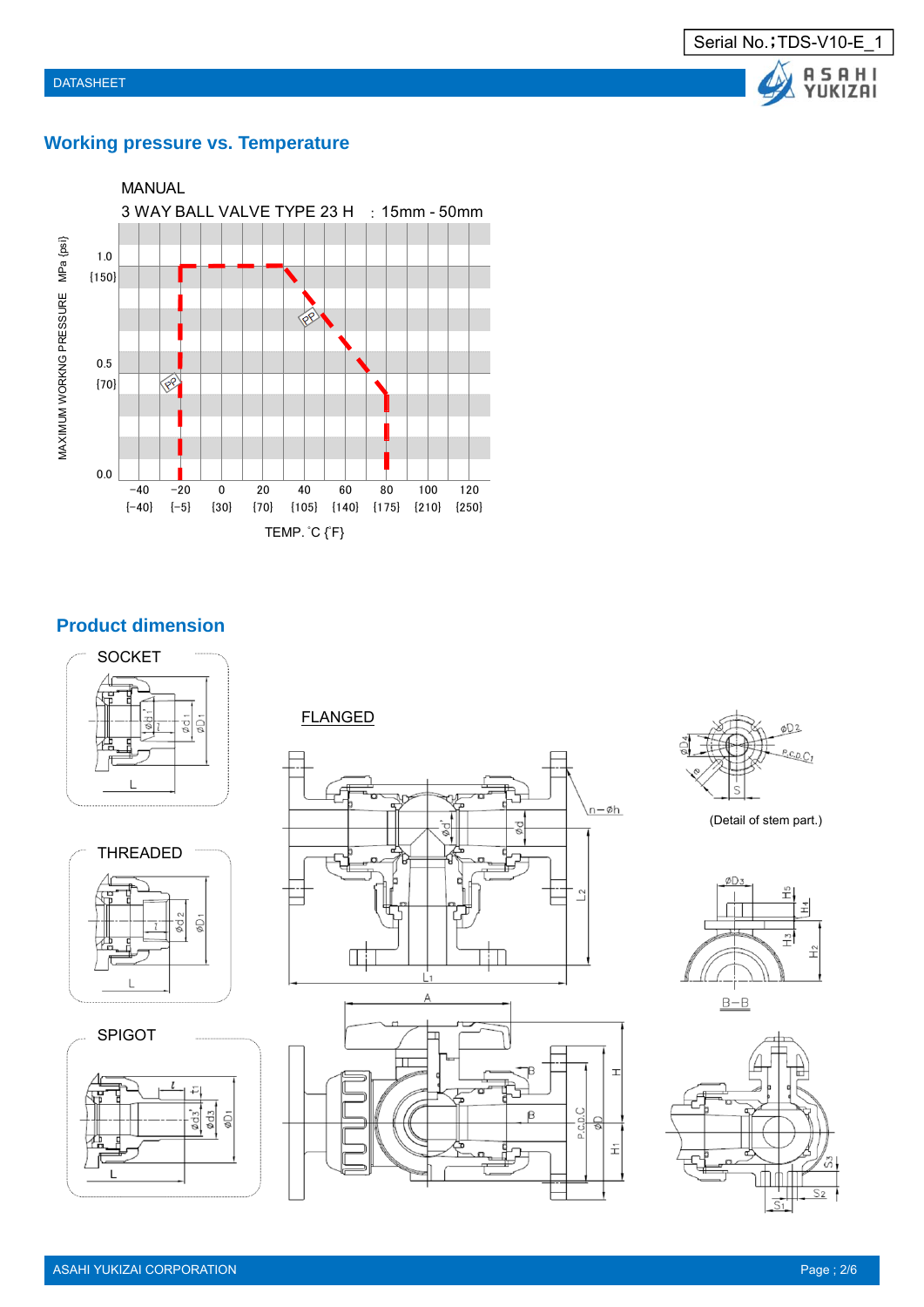## Working pressure vs. Temperature

MANUAL

3 WAY BALL VALVE TYPE 23 H : 15mm - 50mm

MAXIMUM WORKNG PRESSURE MPa {psi}

1.0 {150}

0.5 {70}

0.0

PP

−40 {−40} −20 {−5} 0 {30} 20 {70} 40 {105} 60 {140} 80 {175} 100 {210} 120 {250}

TEMP. ˚C {˚F}

## Product dimension

SOCKET

THREADED

SPIGOT

FLANGED

(Detail of stem part.)

B−B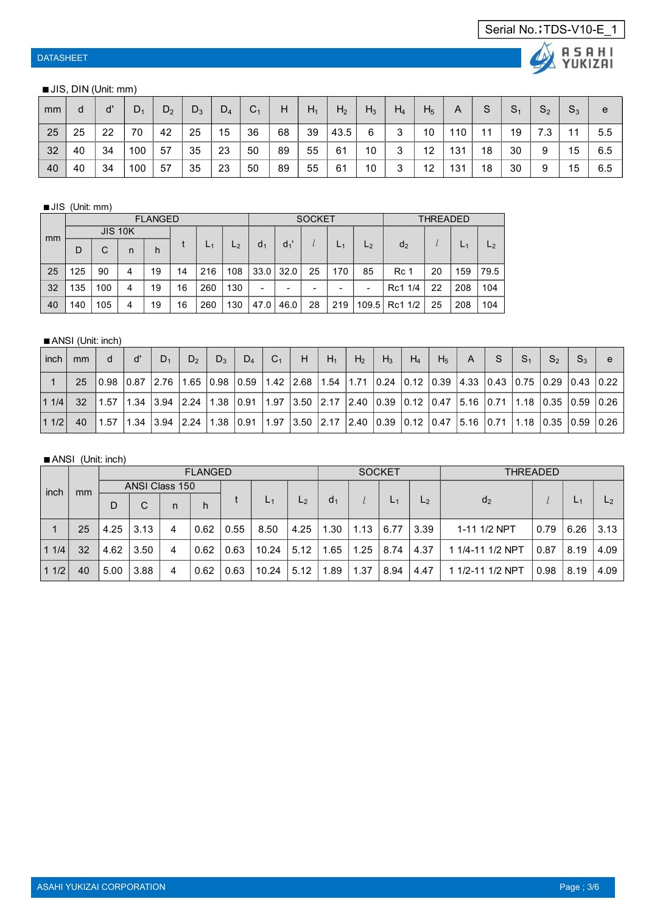■JIS, DIN (Unit: mm)

| mm | d | d' | $D_1$ | $D_2$ | $D_3$ | $D_4$ | $C_1$ | H | $H_1$ | $H_2$ | $H_3$ | $H_4$ | $H_5$ | A | S | $S_1$ | $S_2$ | $S_3$ | e |
|---|---|---|---|---|---|---|---|---|---|---|---|---|---|---|---|---|---|---|---|
| 25 | 25 | 22 | 70 | 42 | 25 | 15 | 36 | 68 | 39 | 43.5 | 6 | 3 | 10 | 110 | 11 | 19 | 7.3 | 11 | 5.5 |
| 32 | 40 | 34 | 100 | 57 | 35 | 23 | 50 | 89 | 55 | 61 | 10 | 3 | 12 | 131 | 18 | 30 | 9 | 15 | 6.5 |
| 40 | 40 | 34 | 100 | 57 | 35 | 23 | 50 | 89 | 55 | 61 | 10 | 3 | 12 | 131 | 18 | 30 | 9 | 15 | 6.5 |

■JIS (Unit: mm)

| mm | FLANGED | | | | | | | SOCKET | | | | | THREADED | | | |
|---|---|---|---|---|---|---|---|---|---|---|---|---|---|---|---|---|
| | JIS 10K | | | | t | $L_1$ | $L_2$ | $d_1$ | $d_1$' | $l$ | $L_1$ | $L_2$ | $d_2$ | $l$ | $L_1$ | $L_2$ |
| | D | C | n | h | | | | | | | | | | | | |
| 25 | 125 | 90 | 4 | 19 | 14 | 216 | 108 | 33.0 | 32.0 | 25 | 170 | 85 | Rc 1 | 20 | 159 | 79.5 |
| 32 | 135 | 100 | 4 | 19 | 16 | 260 | 130 | - | - | - | - | - | Rc1 1/4 | 22 | 208 | 104 |
| 40 | 140 | 105 | 4 | 19 | 16 | 260 | 130 | 47.0 | 46.0 | 28 | 219 | 109.5 | Rc1 1/2 | 25 | 208 | 104 |

■ANSI (Unit: inch)

| inch | mm | d | d' | $D_1$ | $D_2$ | $D_3$ | $D_4$ | $C_1$ | H | $H_1$ | $H_2$ | $H_3$ | $H_4$ | $H_5$ | A | S | $S_1$ | $S_2$ | $S_3$ | e |
|---|---|---|---|---|---|---|---|---|---|---|---|---|---|---|---|---|---|---|---|---|
| 1 | 25 | 0.98 | 0.87 | 2.76 | 1.65 | 0.98 | 0.59 | 1.42 | 2.68 | 1.54 | 1.71 | 0.24 | 0.12 | 0.39 | 4.33 | 0.43 | 0.75 | 0.29 | 0.43 | 0.22 |
| 1 1/4 | 32 | 1.57 | 1.34 | 3.94 | 2.24 | 1.38 | 0.91 | 1.97 | 3.50 | 2.17 | 2.40 | 0.39 | 0.12 | 0.47 | 5.16 | 0.71 | 1.18 | 0.35 | 0.59 | 0.26 |
| 1 1/2 | 40 | 1.57 | 1.34 | 3.94 | 2.24 | 1.38 | 0.91 | 1.97 | 3.50 | 2.17 | 2.40 | 0.39 | 0.12 | 0.47 | 5.16 | 0.71 | 1.18 | 0.35 | 0.59 | 0.26 |

■ANSI (Unit: inch)

| inch | mm | FLANGED | | | | | | | SOCKET | | | | THREADED | | | |
|---|---|---|---|---|---|---|---|---|---|---|---|---|---|---|---|---|
| | | ANSI Class 150 | | | | t | $L_1$ | $L_2$ | $d_1$ | $l$ | $L_1$ | $L_2$ | $d_2$ | $l$ | $L_1$ | $L_2$ |
| | | D | C | n | h | | | | | | | | | | | |
| 1 | 25 | 4.25 | 3.13 | 4 | 0.62 | 0.55 | 8.50 | 4.25 | 1.30 | 1.13 | 6.77 | 3.39 | 1-11 1/2 NPT | 0.79 | 6.26 | 3.13 |
| 1 1/4 | 32 | 4.62 | 3.50 | 4 | 0.62 | 0.63 | 10.24 | 5.12 | 1.65 | 1.25 | 8.74 | 4.37 | 1 1/4-11 1/2 NPT | 0.87 | 8.19 | 4.09 |
| 1 1/2 | 40 | 5.00 | 3.88 | 4 | 0.62 | 0.63 | 10.24 | 5.12 | 1.89 | 1.37 | 8.94 | 4.47 | 1 1/2-11 1/2 NPT | 0.98 | 8.19 | 4.09 |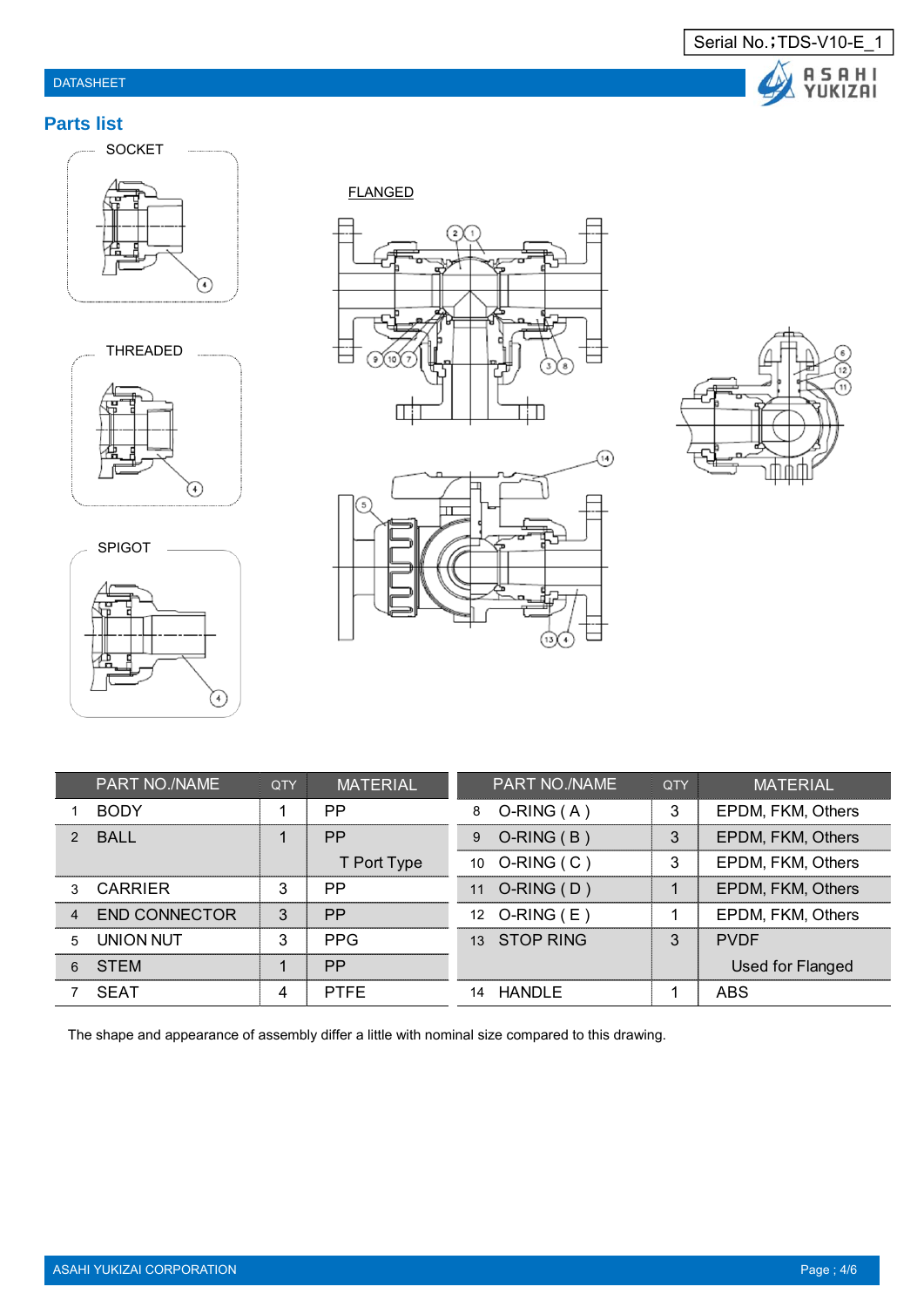## Parts list

SOCKET

THREADED

SPIGOT

FLANGED

| PART NO./NAME | | QTY | MATERIAL |
|---|---|---|---|
| 1 | BODY | 1 | PP |
| 2 | BALL | 1 | PP T Port Type |
| 3 | CARRIER | 3 | PP |
| 4 | END CONNECTOR | 3 | PP |
| 5 | UNION NUT | 3 | PPG |
| 6 | STEM | 1 | PP |
| 7 | SEAT | 4 | PTFE |

| PART NO./NAME | | QTY | MATERIAL |
|---|---|---|---|
| 8 | O-RING ( A ) | 3 | EPDM, FKM, Others |
| 9 | O-RING ( B ) | 3 | EPDM, FKM, Others |
| 10 | O-RING ( C ) | 3 | EPDM, FKM, Others |
| 11 | O-RING ( D ) | 1 | EPDM, FKM, Others |
| 12 | O-RING ( E ) | 1 | EPDM, FKM, Others |
| 13 | STOP RING | 3 | PVDF Used for Flanged |
| 14 | HANDLE | 1 | ABS |

The shape and appearance of assembly differ a little with nominal size compared to this drawing.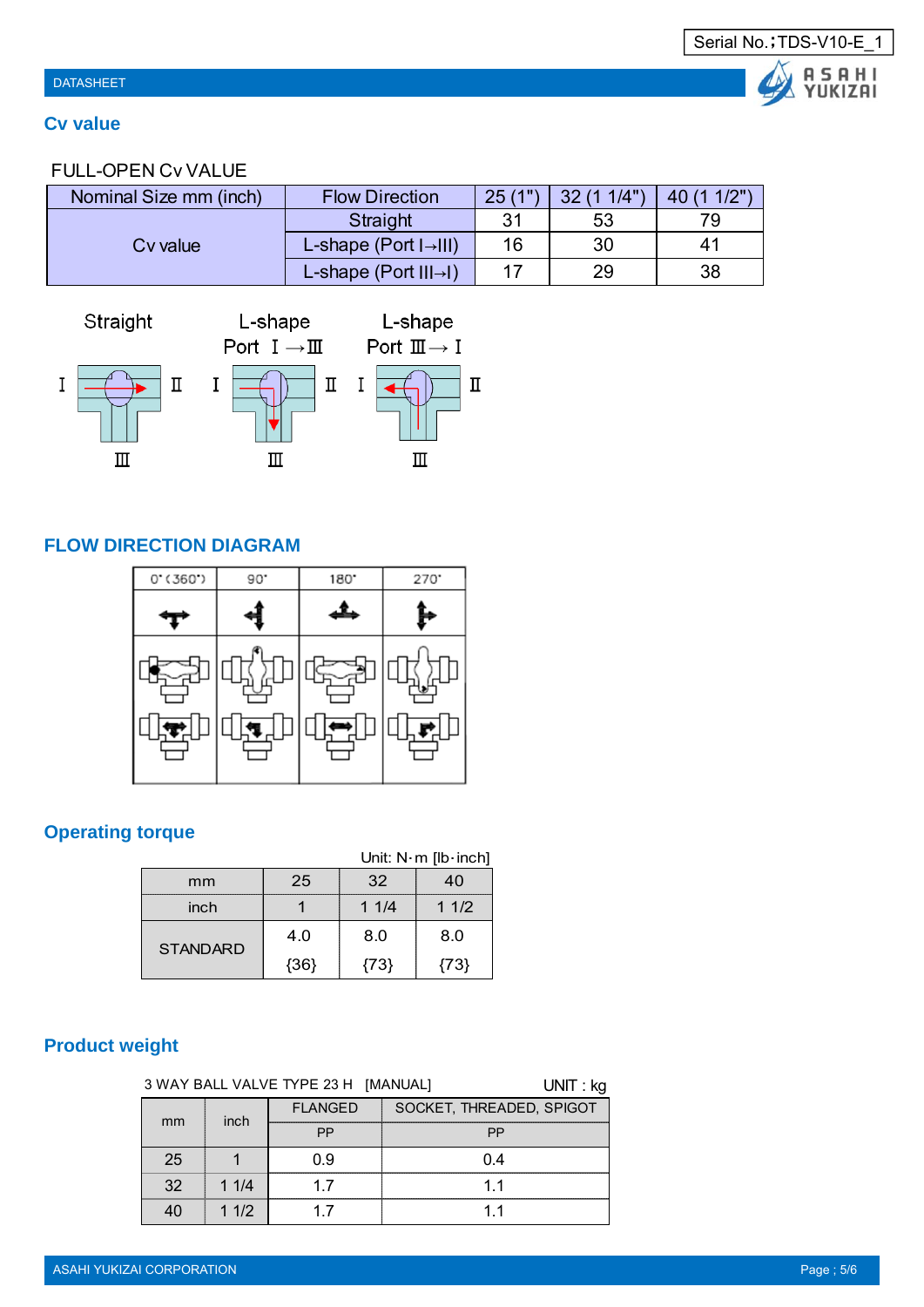Serial No.；TDS-V10-E_1

## Cv value

FULL-OPEN Cv VALUE

| Nominal Size mm (inch) | Flow Direction | 25 (1") | 32 (1 1/4") | 40 (1 1/2") |
|---|---|---|---|---|
| Cv value | Straight | 31 | 53 | 79 |
| | L-shape (Port I→III) | 16 | 30 | 41 |
| | L-shape (Port III→I) | 17 | 29 | 38 |

Straight — L-shape Port Ⅰ→Ⅲ — L-shape Port Ⅲ→Ⅰ

## FLOW DIRECTION DIAGRAM

0° (360°) — 90° — 180° — 270°

## Operating torque

Unit: N·m [lb·inch]

| mm | 25 | 32 | 40 |
|---|---|---|---|
| inch | 1 | 1 1/4 | 1 1/2 |
| STANDARD | 4.0 {36} | 8.0 {73} | 8.0 {73} |

## Product weight

3 WAY BALL VALVE TYPE 23 H [MANUAL] UNIT : kg

| mm | inch | FLANGED | SOCKET, THREADED, SPIGOT |
|---|---|---|---|
| | | PP | PP |
| 25 | 1 | 0.9 | 0.4 |
| 32 | 1 1/4 | 1.7 | 1.1 |
| 40 | 1 1/2 | 1.7 | 1.1 |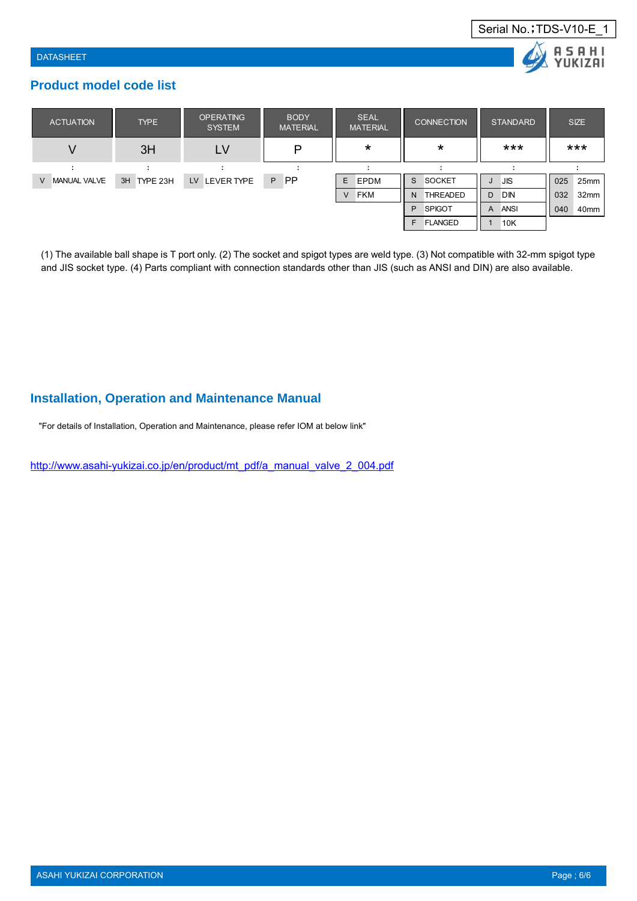Serial No.；TDS-V10-E_1

DATASHEET

## Product model code list

| ACTUATION | TYPE | OPERATING SYSTEM | BODY MATERIAL | SEAL MATERIAL | CONNECTION | STANDARD | SIZE |
|---|---|---|---|---|---|---|---|
| V | 3H | LV | P | * | * | *** | *** |
| V MANUAL VALVE | 3H TYPE 23H | LV LEVER TYPE | P PP | E EPDM | S SOCKET | J JIS | 025 25mm |
| | | | | V FKM | N THREADED | D DIN | 032 32mm |
| | | | | | P SPIGOT | A ANSI | 040 40mm |
| | | | | | F FLANGED | 1 10K | |

(1) The available ball shape is T port only. (2) The socket and spigot types are weld type. (3) Not compatible with 32-mm spigot type and JIS socket type. (4) Parts compliant with connection standards other than JIS (such as ANSI and DIN) are also available.

## Installation, Operation and Maintenance Manual

"For details of Installation, Operation and Maintenance, please refer IOM at below link"

http://www.asahi-yukizai.co.jp/en/product/mt_pdf/a_manual_valve_2_004.pdf